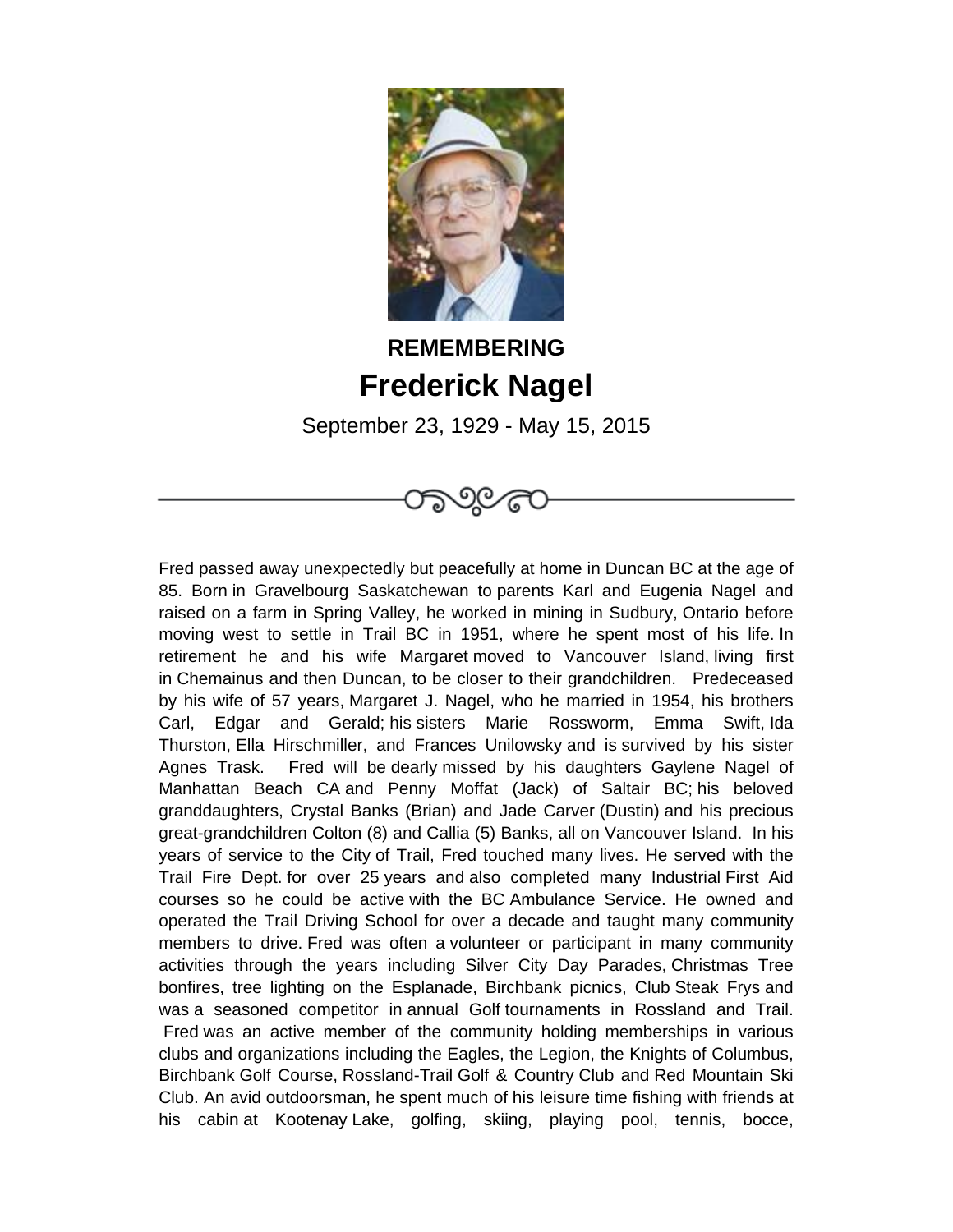**REMEMBERING**

# Frederick Nagel

September 23, 1929 - May 15, 2015

---

Fred passed away unexpectedly but peacefully at home in Duncan BC at the age of 85. Born in Gravelbourg Saskatchewan to parents Karl and Eugenia Nagel and raised on a farm in Spring Valley, he worked in mining in Sudbury, Ontario before moving west to settle in Trail BC in 1951, where he spent most of his life. In retirement he and his wife Margaret moved to Vancouver Island, living first in Chemainus and then Duncan, to be closer to their grandchildren. Predeceased by his wife of 57 years, Margaret J. Nagel, who he married in 1954, his brothers Carl, Edgar and Gerald; his sisters Marie Rossworm, Emma Swift, Ida Thurston, Ella Hirschmiller, and Frances Unilowsky and is survived by his sister Agnes Trask. Fred will be dearly missed by his daughters Gaylene Nagel of Manhattan Beach CA and Penny Moffat (Jack) of Saltair BC; his beloved granddaughters, Crystal Banks (Brian) and Jade Carver (Dustin) and his precious great-grandchildren Colton (8) and Callia (5) Banks, all on Vancouver Island. In his years of service to the City of Trail, Fred touched many lives. He served with the Trail Fire Dept. for over 25 years and also completed many Industrial First Aid courses so he could be active with the BC Ambulance Service. He owned and operated the Trail Driving School for over a decade and taught many community members to drive. Fred was often a volunteer or participant in many community activities through the years including Silver City Day Parades, Christmas Tree bonfires, tree lighting on the Esplanade, Birchbank picnics, Club Steak Frys and was a seasoned competitor in annual Golf tournaments in Rossland and Trail. Fred was an active member of the community holding memberships in various clubs and organizations including the Eagles, the Legion, the Knights of Columbus, Birchbank Golf Course, Rossland-Trail Golf & Country Club and Red Mountain Ski Club. An avid outdoorsman, he spent much of his leisure time fishing with friends at his cabin at Kootenay Lake, golfing, skiing, playing pool, tennis, bocce,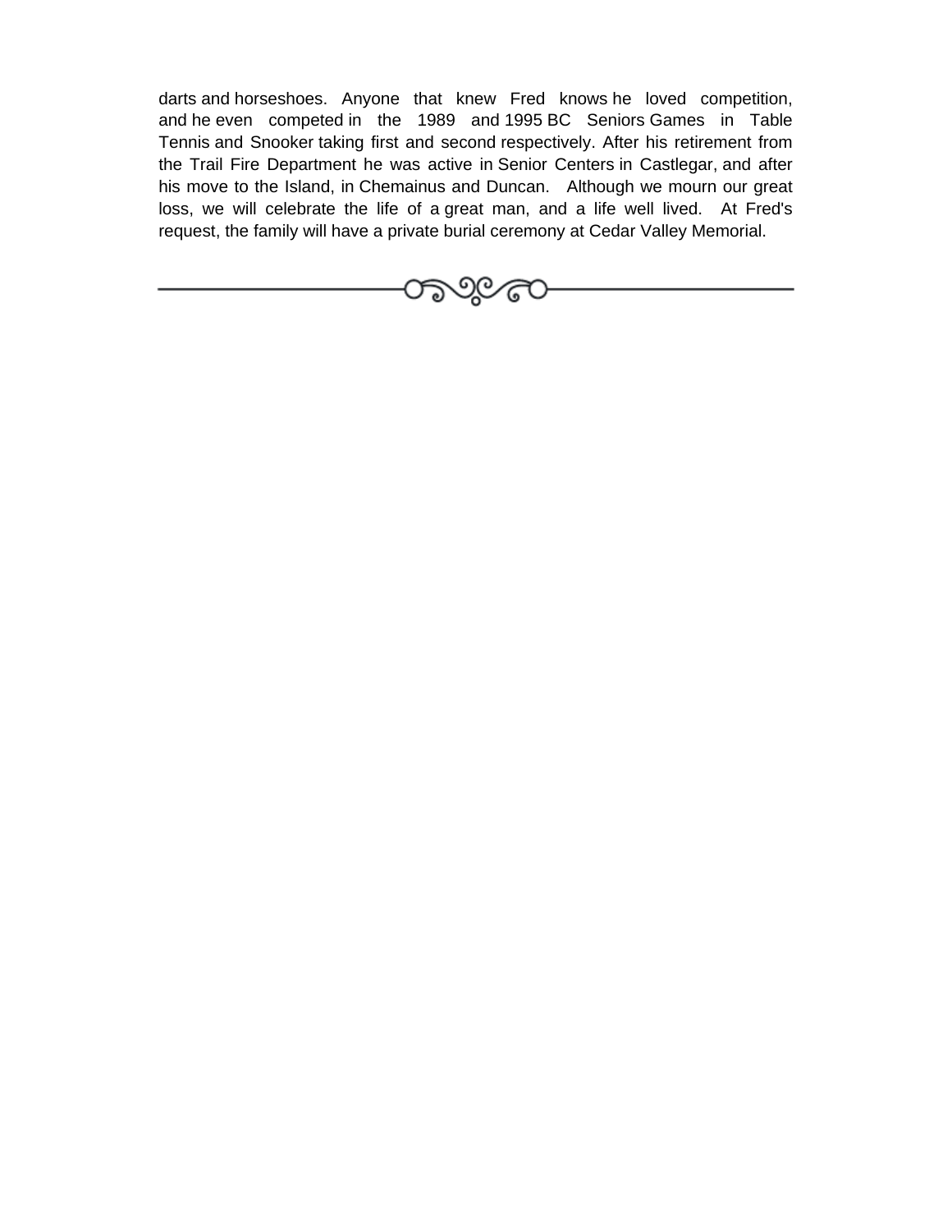darts and horseshoes. Anyone that knew Fred knows he loved competition, and he even competed in the 1989 and 1995 BC Seniors Games in Table Tennis and Snooker taking first and second respectively. After his retirement from the Trail Fire Department he was active in Senior Centers in Castlegar, and after his move to the Island, in Chemainus and Duncan. Although we mourn our great loss, we will celebrate the life of a great man, and a life well lived. At Fred's request, the family will have a private burial ceremony at Cedar Valley Memorial.